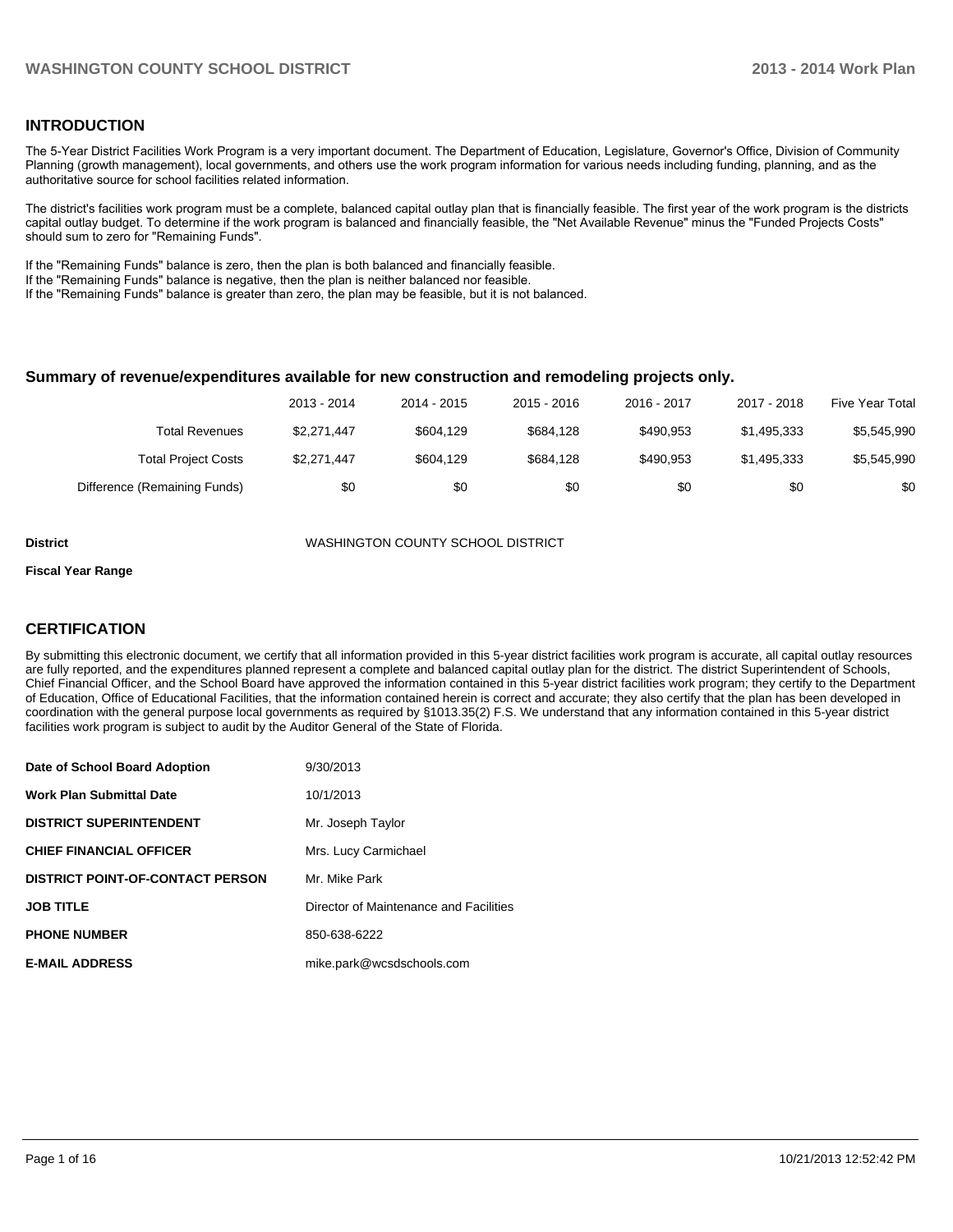## INTRODUCTION

The 5-Year District Facilities Work Program is a very important document. The Department of Education, Legislature, Governor's Office, Division of Community Planning (growth management), local governments, and others use the work program information for various needs including funding, planning, and as the authoritative source for school facilities related information.

The district's facilities work program must be a complete, balanced capital outlay plan that is financially feasible. The first year of the work program is the districts capital outlay budget. To determine if the work program is balanced and financially feasible, the "Net Available Revenue" minus the "Funded Projects Costs" should sum to zero for "Remaining Funds".

If the "Remaining Funds" balance is zero, then the plan is both balanced and financially feasible.
If the "Remaining Funds" balance is negative, then the plan is neither balanced nor feasible.
If the "Remaining Funds" balance is greater than zero, the plan may be feasible, but it is not balanced.

### Summary of revenue/expenditures available for new construction and remodeling projects only.

| | 2013 - 2014 | 2014 - 2015 | 2015 - 2016 | 2016 - 2017 | 2017 - 2018 | Five Year Total |
|---|---|---|---|---|---|---|
| Total Revenues | $2,271,447 | $604,129 | $684,128 | $490,953 | $1,495,333 | $5,545,990 |
| Total Project Costs | $2,271,447 | $604,129 | $684,128 | $490,953 | $1,495,333 | $5,545,990 |
| Difference (Remaining Funds) | $0 | $0 | $0 | $0 | $0 | $0 |

**District** WASHINGTON COUNTY SCHOOL DISTRICT

**Fiscal Year Range**

## CERTIFICATION

By submitting this electronic document, we certify that all information provided in this 5-year district facilities work program is accurate, all capital outlay resources are fully reported, and the expenditures planned represent a complete and balanced capital outlay plan for the district. The district Superintendent of Schools, Chief Financial Officer, and the School Board have approved the information contained in this 5-year district facilities work program; they certify to the Department of Education, Office of Educational Facilities, that the information contained herein is correct and accurate; they also certify that the plan has been developed in coordination with the general purpose local governments as required by §1013.35(2) F.S. We understand that any information contained in this 5-year district facilities work program is subject to audit by the Auditor General of the State of Florida.

| | |
|---|---|
| **Date of School Board Adoption** | 9/30/2013 |
| **Work Plan Submittal Date** | 10/1/2013 |
| **DISTRICT SUPERINTENDENT** | Mr. Joseph Taylor |
| **CHIEF FINANCIAL OFFICER** | Mrs. Lucy Carmichael |
| **DISTRICT POINT-OF-CONTACT PERSON** | Mr. Mike Park |
| **JOB TITLE** | Director of Maintenance and Facilities |
| **PHONE NUMBER** | 850-638-6222 |
| **E-MAIL ADDRESS** | mike.park@wcsdschools.com |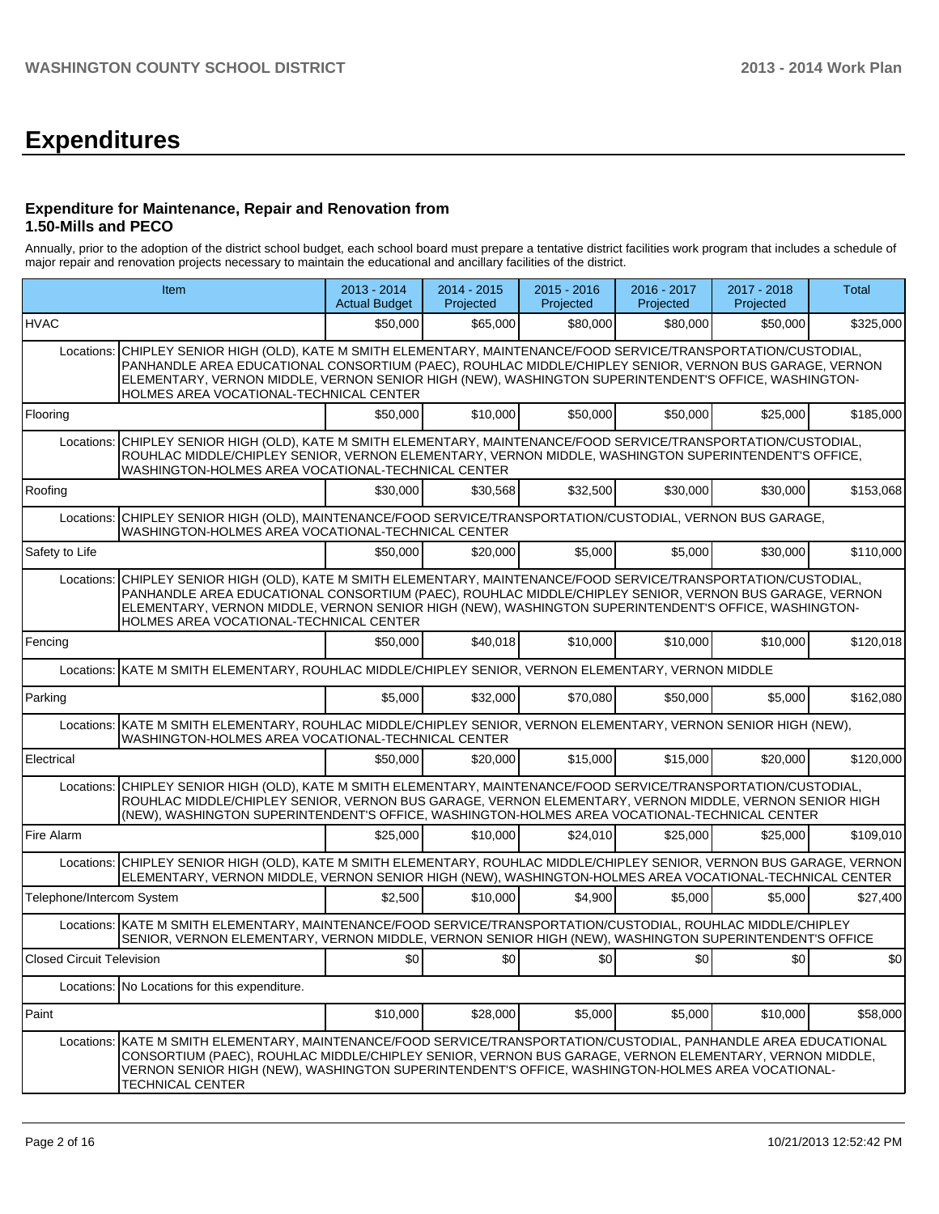# Expenditures

### Expenditure for Maintenance, Repair and Renovation from 1.50-Mills and PECO

Annually, prior to the adoption of the district school budget, each school board must prepare a tentative district facilities work program that includes a schedule of major repair and renovation projects necessary to maintain the educational and ancillary facilities of the district.

| Item | | 2013 - 2014 Actual Budget | 2014 - 2015 Projected | 2015 - 2016 Projected | 2016 - 2017 Projected | 2017 - 2018 Projected | Total |
|---|---|---|---|---|---|---|---|
| HVAC | | $50,000 | $65,000 | $80,000 | $80,000 | $50,000 | $325,000 |
| Locations: | CHIPLEY SENIOR HIGH (OLD), KATE M SMITH ELEMENTARY, MAINTENANCE/FOOD SERVICE/TRANSPORTATION/CUSTODIAL, PANHANDLE AREA EDUCATIONAL CONSORTIUM (PAEC), ROUHLAC MIDDLE/CHIPLEY SENIOR, VERNON BUS GARAGE, VERNON ELEMENTARY, VERNON MIDDLE, VERNON SENIOR HIGH (NEW), WASHINGTON SUPERINTENDENT'S OFFICE, WASHINGTON-HOLMES AREA VOCATIONAL-TECHNICAL CENTER | | | | | | |
| Flooring | | $50,000 | $10,000 | $50,000 | $50,000 | $25,000 | $185,000 |
| Locations: | CHIPLEY SENIOR HIGH (OLD), KATE M SMITH ELEMENTARY, MAINTENANCE/FOOD SERVICE/TRANSPORTATION/CUSTODIAL, ROUHLAC MIDDLE/CHIPLEY SENIOR, VERNON ELEMENTARY, VERNON MIDDLE, WASHINGTON SUPERINTENDENT'S OFFICE, WASHINGTON-HOLMES AREA VOCATIONAL-TECHNICAL CENTER | | | | | | |
| Roofing | | $30,000 | $30,568 | $32,500 | $30,000 | $30,000 | $153,068 |
| Locations: | CHIPLEY SENIOR HIGH (OLD), MAINTENANCE/FOOD SERVICE/TRANSPORTATION/CUSTODIAL, VERNON BUS GARAGE, WASHINGTON-HOLMES AREA VOCATIONAL-TECHNICAL CENTER | | | | | | |
| Safety to Life | | $50,000 | $20,000 | $5,000 | $5,000 | $30,000 | $110,000 |
| Locations: | CHIPLEY SENIOR HIGH (OLD), KATE M SMITH ELEMENTARY, MAINTENANCE/FOOD SERVICE/TRANSPORTATION/CUSTODIAL, PANHANDLE AREA EDUCATIONAL CONSORTIUM (PAEC), ROUHLAC MIDDLE/CHIPLEY SENIOR, VERNON BUS GARAGE, VERNON ELEMENTARY, VERNON MIDDLE, VERNON SENIOR HIGH (NEW), WASHINGTON SUPERINTENDENT'S OFFICE, WASHINGTON-HOLMES AREA VOCATIONAL-TECHNICAL CENTER | | | | | | |
| Fencing | | $50,000 | $40,018 | $10,000 | $10,000 | $10,000 | $120,018 |
| Locations: | KATE M SMITH ELEMENTARY, ROUHLAC MIDDLE/CHIPLEY SENIOR, VERNON ELEMENTARY, VERNON MIDDLE | | | | | | |
| Parking | | $5,000 | $32,000 | $70,080 | $50,000 | $5,000 | $162,080 |
| Locations: | KATE M SMITH ELEMENTARY, ROUHLAC MIDDLE/CHIPLEY SENIOR, VERNON ELEMENTARY, VERNON SENIOR HIGH (NEW), WASHINGTON-HOLMES AREA VOCATIONAL-TECHNICAL CENTER | | | | | | |
| Electrical | | $50,000 | $20,000 | $15,000 | $15,000 | $20,000 | $120,000 |
| Locations: | CHIPLEY SENIOR HIGH (OLD), KATE M SMITH ELEMENTARY, MAINTENANCE/FOOD SERVICE/TRANSPORTATION/CUSTODIAL, ROUHLAC MIDDLE/CHIPLEY SENIOR, VERNON BUS GARAGE, VERNON ELEMENTARY, VERNON MIDDLE, VERNON SENIOR HIGH (NEW), WASHINGTON SUPERINTENDENT'S OFFICE, WASHINGTON-HOLMES AREA VOCATIONAL-TECHNICAL CENTER | | | | | | |
| Fire Alarm | | $25,000 | $10,000 | $24,010 | $25,000 | $25,000 | $109,010 |
| Locations: | CHIPLEY SENIOR HIGH (OLD), KATE M SMITH ELEMENTARY, ROUHLAC MIDDLE/CHIPLEY SENIOR, VERNON BUS GARAGE, VERNON ELEMENTARY, VERNON MIDDLE, VERNON SENIOR HIGH (NEW), WASHINGTON-HOLMES AREA VOCATIONAL-TECHNICAL CENTER | | | | | | |
| Telephone/Intercom System | | $2,500 | $10,000 | $4,900 | $5,000 | $5,000 | $27,400 |
| Locations: | KATE M SMITH ELEMENTARY, MAINTENANCE/FOOD SERVICE/TRANSPORTATION/CUSTODIAL, ROUHLAC MIDDLE/CHIPLEY SENIOR, VERNON ELEMENTARY, VERNON MIDDLE, VERNON SENIOR HIGH (NEW), WASHINGTON SUPERINTENDENT'S OFFICE | | | | | | |
| Closed Circuit Television | | $0 | $0 | $0 | $0 | $0 | $0 |
| Locations: | No Locations for this expenditure. | | | | | | |
| Paint | | $10,000 | $28,000 | $5,000 | $5,000 | $10,000 | $58,000 |
| Locations: | KATE M SMITH ELEMENTARY, MAINTENANCE/FOOD SERVICE/TRANSPORTATION/CUSTODIAL, PANHANDLE AREA EDUCATIONAL CONSORTIUM (PAEC), ROUHLAC MIDDLE/CHIPLEY SENIOR, VERNON BUS GARAGE, VERNON ELEMENTARY, VERNON MIDDLE, VERNON SENIOR HIGH (NEW), WASHINGTON SUPERINTENDENT'S OFFICE, WASHINGTON-HOLMES AREA VOCATIONAL-TECHNICAL CENTER | | | | | | |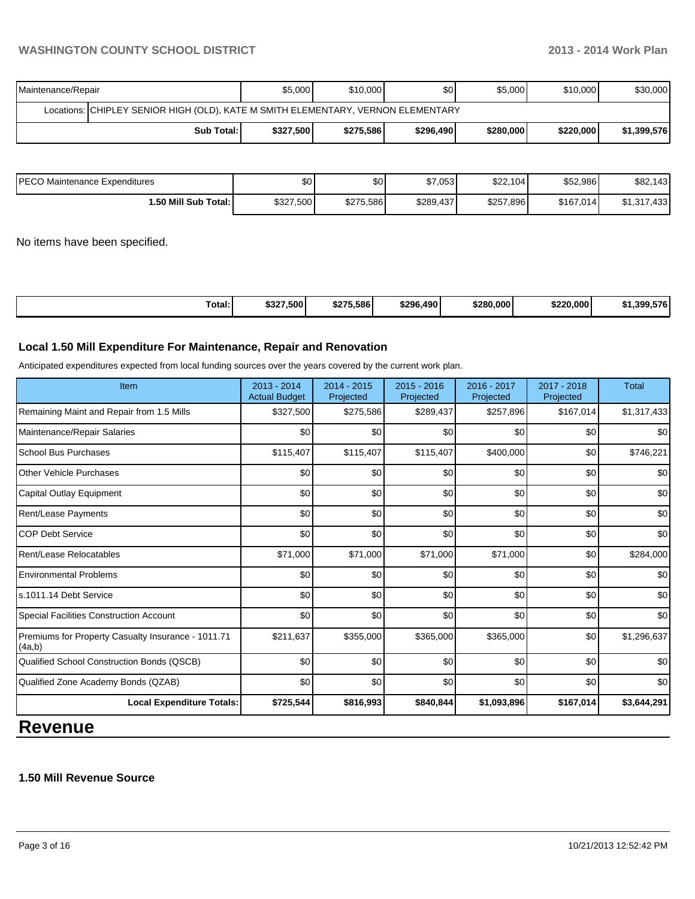| | | | | | | |
|---|---|---|---|---|---|---|
| Maintenance/Repair | $5,000 | $10,000 | $0 | $5,000 | $10,000 | $30,000 |
| Locations: CHIPLEY SENIOR HIGH (OLD), KATE M SMITH ELEMENTARY, VERNON ELEMENTARY | | | | | | |
| **Sub Total:** | **$327,500** | **$275,586** | **$296,490** | **$280,000** | **$220,000** | **$1,399,576** |

| | | | | | | |
|---|---|---|---|---|---|---|
| PECO Maintenance Expenditures | $0 | $0 | $7,053 | $22,104 | $52,986 | $82,143 |
| **1.50 Mill Sub Total:** | $327,500 | $275,586 | $289,437 | $257,896 | $167,014 | $1,317,433 |

No items have been specified.

| | | | | | | |
|---|---|---|---|---|---|---|
| **Total:** | **$327,500** | **$275,586** | **$296,490** | **$280,000** | **$220,000** | **$1,399,576** |

### Local 1.50 Mill Expenditure For Maintenance, Repair and Renovation

Anticipated expenditures expected from local funding sources over the years covered by the current work plan.

| Item | 2013 - 2014 Actual Budget | 2014 - 2015 Projected | 2015 - 2016 Projected | 2016 - 2017 Projected | 2017 - 2018 Projected | Total |
|---|---|---|---|---|---|---|
| Remaining Maint and Repair from 1.5 Mills | $327,500 | $275,586 | $289,437 | $257,896 | $167,014 | $1,317,433 |
| Maintenance/Repair Salaries | $0 | $0 | $0 | $0 | $0 | $0 |
| School Bus Purchases | $115,407 | $115,407 | $115,407 | $400,000 | $0 | $746,221 |
| Other Vehicle Purchases | $0 | $0 | $0 | $0 | $0 | $0 |
| Capital Outlay Equipment | $0 | $0 | $0 | $0 | $0 | $0 |
| Rent/Lease Payments | $0 | $0 | $0 | $0 | $0 | $0 |
| COP Debt Service | $0 | $0 | $0 | $0 | $0 | $0 |
| Rent/Lease Relocatables | $71,000 | $71,000 | $71,000 | $71,000 | $0 | $284,000 |
| Environmental Problems | $0 | $0 | $0 | $0 | $0 | $0 |
| s.1011.14 Debt Service | $0 | $0 | $0 | $0 | $0 | $0 |
| Special Facilities Construction Account | $0 | $0 | $0 | $0 | $0 | $0 |
| Premiums for Property Casualty Insurance - 1011.71 (4a,b) | $211,637 | $355,000 | $365,000 | $365,000 | $0 | $1,296,637 |
| Qualified School Construction Bonds (QSCB) | $0 | $0 | $0 | $0 | $0 | $0 |
| Qualified Zone Academy Bonds (QZAB) | $0 | $0 | $0 | $0 | $0 | $0 |
| **Local Expenditure Totals:** | **$725,544** | **$816,993** | **$840,844** | **$1,093,896** | **$167,014** | **$3,644,291** |

# Revenue

### 1.50 Mill Revenue Source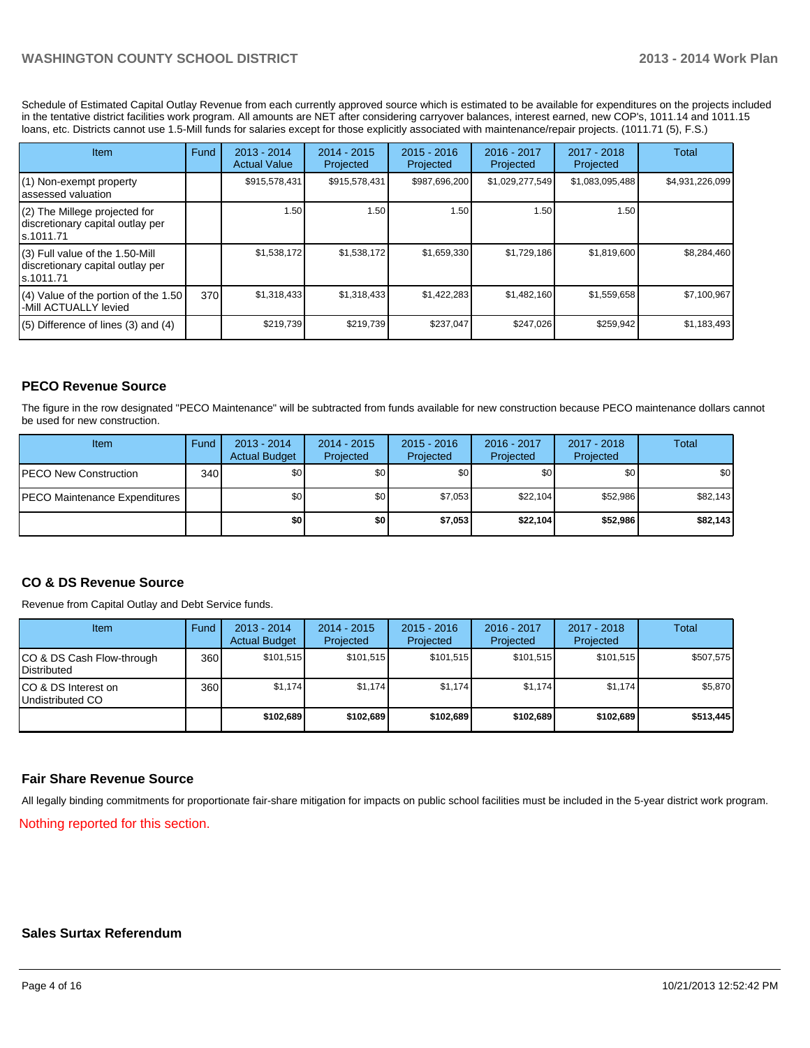Schedule of Estimated Capital Outlay Revenue from each currently approved source which is estimated to be available for expenditures on the projects included in the tentative district facilities work program. All amounts are NET after considering carryover balances, interest earned, new COP's, 1011.14 and 1011.15 loans, etc. Districts cannot use 1.5-Mill funds for salaries except for those explicitly associated with maintenance/repair projects. (1011.71 (5), F.S.)

| Item | Fund | 2013 - 2014 Actual Value | 2014 - 2015 Projected | 2015 - 2016 Projected | 2016 - 2017 Projected | 2017 - 2018 Projected | Total |
|---|---|---|---|---|---|---|---|
| (1) Non-exempt property assessed valuation | | $915,578,431 | $915,578,431 | $987,696,200 | $1,029,277,549 | $1,083,095,488 | $4,931,226,099 |
| (2) The Millege projected for discretionary capital outlay per s.1011.71 | | 1.50 | 1.50 | 1.50 | 1.50 | 1.50 | |
| (3) Full value of the 1.50-Mill discretionary capital outlay per s.1011.71 | | $1,538,172 | $1,538,172 | $1,659,330 | $1,729,186 | $1,819,600 | $8,284,460 |
| (4) Value of the portion of the 1.50 -Mill ACTUALLY levied | 370 | $1,318,433 | $1,318,433 | $1,422,283 | $1,482,160 | $1,559,658 | $7,100,967 |
| (5) Difference of lines (3) and (4) | | $219,739 | $219,739 | $237,047 | $247,026 | $259,942 | $1,183,493 |

## PECO Revenue Source

The figure in the row designated "PECO Maintenance" will be subtracted from funds available for new construction because PECO maintenance dollars cannot be used for new construction.

| Item | Fund | 2013 - 2014 Actual Budget | 2014 - 2015 Projected | 2015 - 2016 Projected | 2016 - 2017 Projected | 2017 - 2018 Projected | Total |
|---|---|---|---|---|---|---|---|
| PECO New Construction | 340 | $0 | $0 | $0 | $0 | $0 | $0 |
| PECO Maintenance Expenditures | | $0 | $0 | $7,053 | $22,104 | $52,986 | $82,143 |
| | | **$0** | **$0** | **$7,053** | **$22,104** | **$52,986** | **$82,143** |

## CO & DS Revenue Source

Revenue from Capital Outlay and Debt Service funds.

| Item | Fund | 2013 - 2014 Actual Budget | 2014 - 2015 Projected | 2015 - 2016 Projected | 2016 - 2017 Projected | 2017 - 2018 Projected | Total |
|---|---|---|---|---|---|---|---|
| CO & DS Cash Flow-through Distributed | 360 | $101,515 | $101,515 | $101,515 | $101,515 | $101,515 | $507,575 |
| CO & DS Interest on Undistributed CO | 360 | $1,174 | $1,174 | $1,174 | $1,174 | $1,174 | $5,870 |
| | | **$102,689** | **$102,689** | **$102,689** | **$102,689** | **$102,689** | **$513,445** |

## Fair Share Revenue Source

All legally binding commitments for proportionate fair-share mitigation for impacts on public school facilities must be included in the 5-year district work program.

Nothing reported for this section.

## Sales Surtax Referendum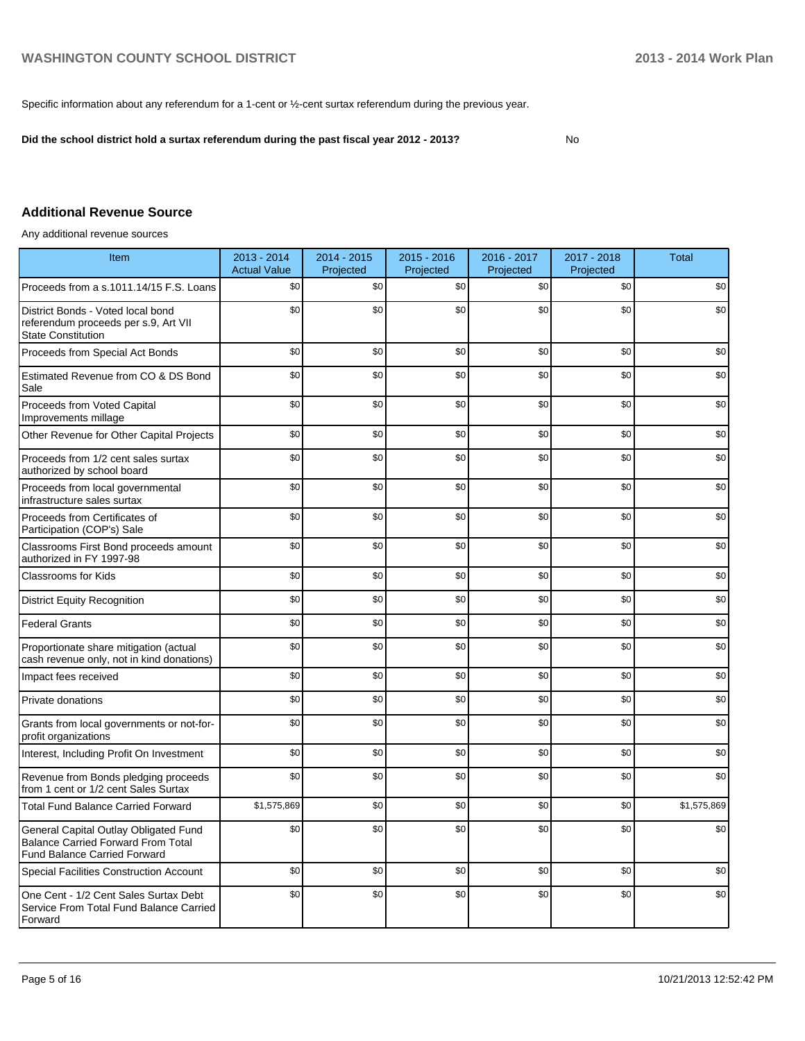Specific information about any referendum for a 1-cent or ½-cent surtax referendum during the previous year.

**Did the school district hold a surtax referendum during the past fiscal year 2012 - 2013?** No

## Additional Revenue Source

Any additional revenue sources

| Item | 2013 - 2014 Actual Value | 2014 - 2015 Projected | 2015 - 2016 Projected | 2016 - 2017 Projected | 2017 - 2018 Projected | Total |
|---|---|---|---|---|---|---|
| Proceeds from a s.1011.14/15 F.S. Loans | $0 | $0 | $0 | $0 | $0 | $0 |
| District Bonds - Voted local bond referendum proceeds per s.9, Art VII State Constitution | $0 | $0 | $0 | $0 | $0 | $0 |
| Proceeds from Special Act Bonds | $0 | $0 | $0 | $0 | $0 | $0 |
| Estimated Revenue from CO & DS Bond Sale | $0 | $0 | $0 | $0 | $0 | $0 |
| Proceeds from Voted Capital Improvements millage | $0 | $0 | $0 | $0 | $0 | $0 |
| Other Revenue for Other Capital Projects | $0 | $0 | $0 | $0 | $0 | $0 |
| Proceeds from 1/2 cent sales surtax authorized by school board | $0 | $0 | $0 | $0 | $0 | $0 |
| Proceeds from local governmental infrastructure sales surtax | $0 | $0 | $0 | $0 | $0 | $0 |
| Proceeds from Certificates of Participation (COP's) Sale | $0 | $0 | $0 | $0 | $0 | $0 |
| Classrooms First Bond proceeds amount authorized in FY 1997-98 | $0 | $0 | $0 | $0 | $0 | $0 |
| Classrooms for Kids | $0 | $0 | $0 | $0 | $0 | $0 |
| District Equity Recognition | $0 | $0 | $0 | $0 | $0 | $0 |
| Federal Grants | $0 | $0 | $0 | $0 | $0 | $0 |
| Proportionate share mitigation (actual cash revenue only, not in kind donations) | $0 | $0 | $0 | $0 | $0 | $0 |
| Impact fees received | $0 | $0 | $0 | $0 | $0 | $0 |
| Private donations | $0 | $0 | $0 | $0 | $0 | $0 |
| Grants from local governments or not-for-profit organizations | $0 | $0 | $0 | $0 | $0 | $0 |
| Interest, Including Profit On Investment | $0 | $0 | $0 | $0 | $0 | $0 |
| Revenue from Bonds pledging proceeds from 1 cent or 1/2 cent Sales Surtax | $0 | $0 | $0 | $0 | $0 | $0 |
| Total Fund Balance Carried Forward | $1,575,869 | $0 | $0 | $0 | $0 | $1,575,869 |
| General Capital Outlay Obligated Fund Balance Carried Forward From Total Fund Balance Carried Forward | $0 | $0 | $0 | $0 | $0 | $0 |
| Special Facilities Construction Account | $0 | $0 | $0 | $0 | $0 | $0 |
| One Cent - 1/2 Cent Sales Surtax Debt Service From Total Fund Balance Carried Forward | $0 | $0 | $0 | $0 | $0 | $0 |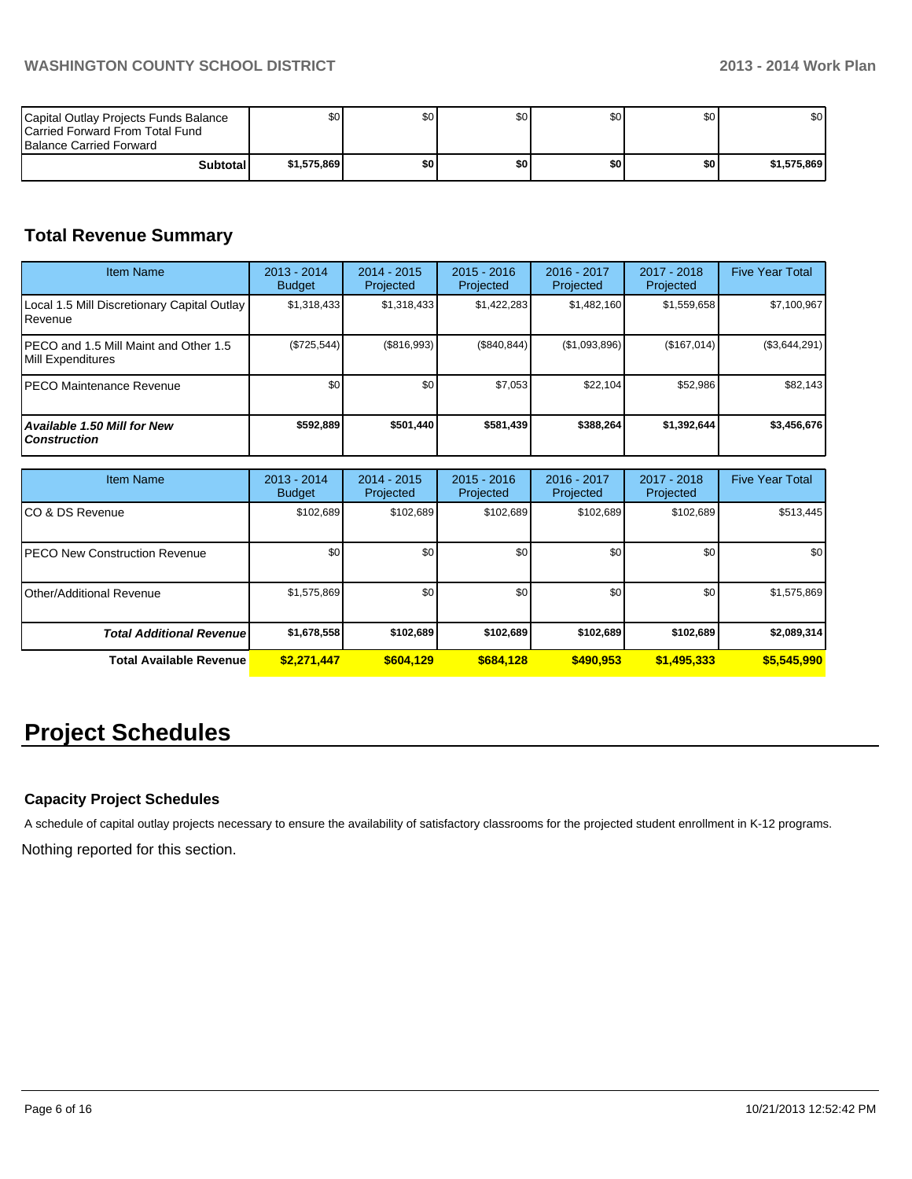| | | | | | | |
|---|---|---|---|---|---|---|
| Capital Outlay Projects Funds Balance Carried Forward From Total Fund Balance Carried Forward | $0 | $0 | $0 | $0 | $0 | $0 |
| **Subtotal** | **$1,575,869** | **$0** | **$0** | **$0** | **$0** | **$1,575,869** |

## Total Revenue Summary

| Item Name | 2013 - 2014 Budget | 2014 - 2015 Projected | 2015 - 2016 Projected | 2016 - 2017 Projected | 2017 - 2018 Projected | Five Year Total |
|---|---|---|---|---|---|---|
| Local 1.5 Mill Discretionary Capital Outlay Revenue | $1,318,433 | $1,318,433 | $1,422,283 | $1,482,160 | $1,559,658 | $7,100,967 |
| PECO and 1.5 Mill Maint and Other 1.5 Mill Expenditures | ($725,544) | ($816,993) | ($840,844) | ($1,093,896) | ($167,014) | ($3,644,291) |
| PECO Maintenance Revenue | $0 | $0 | $7,053 | $22,104 | $52,986 | $82,143 |
| ***Available 1.50 Mill for New Construction*** | **$592,889** | **$501,440** | **$581,439** | **$388,264** | **$1,392,644** | **$3,456,676** |

| Item Name | 2013 - 2014 Budget | 2014 - 2015 Projected | 2015 - 2016 Projected | 2016 - 2017 Projected | 2017 - 2018 Projected | Five Year Total |
|---|---|---|---|---|---|---|
| CO & DS Revenue | $102,689 | $102,689 | $102,689 | $102,689 | $102,689 | $513,445 |
| PECO New Construction Revenue | $0 | $0 | $0 | $0 | $0 | $0 |
| Other/Additional Revenue | $1,575,869 | $0 | $0 | $0 | $0 | $1,575,869 |
| ***Total Additional Revenue*** | **$1,678,558** | **$102,689** | **$102,689** | **$102,689** | **$102,689** | **$2,089,314** |
| **Total Available Revenue** | **$2,271,447** | **$604,129** | **$684,128** | **$490,953** | **$1,495,333** | **$5,545,990** |

# Project Schedules

### Capacity Project Schedules

A schedule of capital outlay projects necessary to ensure the availability of satisfactory classrooms for the projected student enrollment in K-12 programs.

Nothing reported for this section.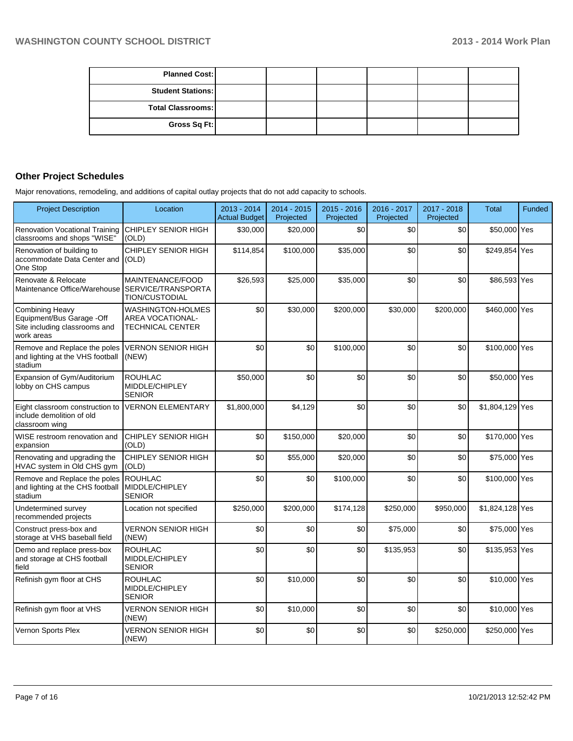| | | | | | |
|---|---|---|---|---|---|
| **Planned Cost:** | | | | | |
| **Student Stations:** | | | | | |
| **Total Classrooms:** | | | | | |
| **Gross Sq Ft:** | | | | | |

## Other Project Schedules

Major renovations, remodeling, and additions of capital outlay projects that do not add capacity to schools.

| Project Description | Location | 2013 - 2014 Actual Budget | 2014 - 2015 Projected | 2015 - 2016 Projected | 2016 - 2017 Projected | 2017 - 2018 Projected | Total | Funded |
|---|---|---|---|---|---|---|---|---|
| Renovation Vocational Training classrooms and shops "WISE" | CHIPLEY SENIOR HIGH (OLD) | $30,000 | $20,000 | $0 | $0 | $0 | $50,000 | Yes |
| Renovation of building to accommodate Data Center and One Stop | CHIPLEY SENIOR HIGH (OLD) | $114,854 | $100,000 | $35,000 | $0 | $0 | $249,854 | Yes |
| Renovate & Relocate Maintenance Office/Warehouse | MAINTENANCE/FOOD SERVICE/TRANSPORTATION/CUSTODIAL | $26,593 | $25,000 | $35,000 | $0 | $0 | $86,593 | Yes |
| Combining Heavy Equipment/Bus Garage -Off Site including classrooms and work areas | WASHINGTON-HOLMES AREA VOCATIONAL-TECHNICAL CENTER | $0 | $30,000 | $200,000 | $30,000 | $200,000 | $460,000 | Yes |
| Remove and Replace the poles and lighting at the VHS football stadium | VERNON SENIOR HIGH (NEW) | $0 | $0 | $100,000 | $0 | $0 | $100,000 | Yes |
| Expansion of Gym/Auditorium lobby on CHS campus | ROUHLAC MIDDLE/CHIPLEY SENIOR | $50,000 | $0 | $0 | $0 | $0 | $50,000 | Yes |
| Eight classroom construction to include demolition of old classroom wing | VERNON ELEMENTARY | $1,800,000 | $4,129 | $0 | $0 | $0 | $1,804,129 | Yes |
| WISE restroom renovation and expansion | CHIPLEY SENIOR HIGH (OLD) | $0 | $150,000 | $20,000 | $0 | $0 | $170,000 | Yes |
| Renovating and upgrading the HVAC system in Old CHS gym | CHIPLEY SENIOR HIGH (OLD) | $0 | $55,000 | $20,000 | $0 | $0 | $75,000 | Yes |
| Remove and Replace the poles and lighting at the CHS football stadium | ROUHLAC MIDDLE/CHIPLEY SENIOR | $0 | $0 | $100,000 | $0 | $0 | $100,000 | Yes |
| Undetermined survey recommended projects | Location not specified | $250,000 | $200,000 | $174,128 | $250,000 | $950,000 | $1,824,128 | Yes |
| Construct press-box and storage at VHS baseball field | VERNON SENIOR HIGH (NEW) | $0 | $0 | $0 | $75,000 | $0 | $75,000 | Yes |
| Demo and replace press-box and storage at CHS football field | ROUHLAC MIDDLE/CHIPLEY SENIOR | $0 | $0 | $0 | $135,953 | $0 | $135,953 | Yes |
| Refinish gym floor at CHS | ROUHLAC MIDDLE/CHIPLEY SENIOR | $0 | $10,000 | $0 | $0 | $0 | $10,000 | Yes |
| Refinish gym floor at VHS | VERNON SENIOR HIGH (NEW) | $0 | $10,000 | $0 | $0 | $0 | $10,000 | Yes |
| Vernon Sports Plex | VERNON SENIOR HIGH (NEW) | $0 | $0 | $0 | $0 | $250,000 | $250,000 | Yes |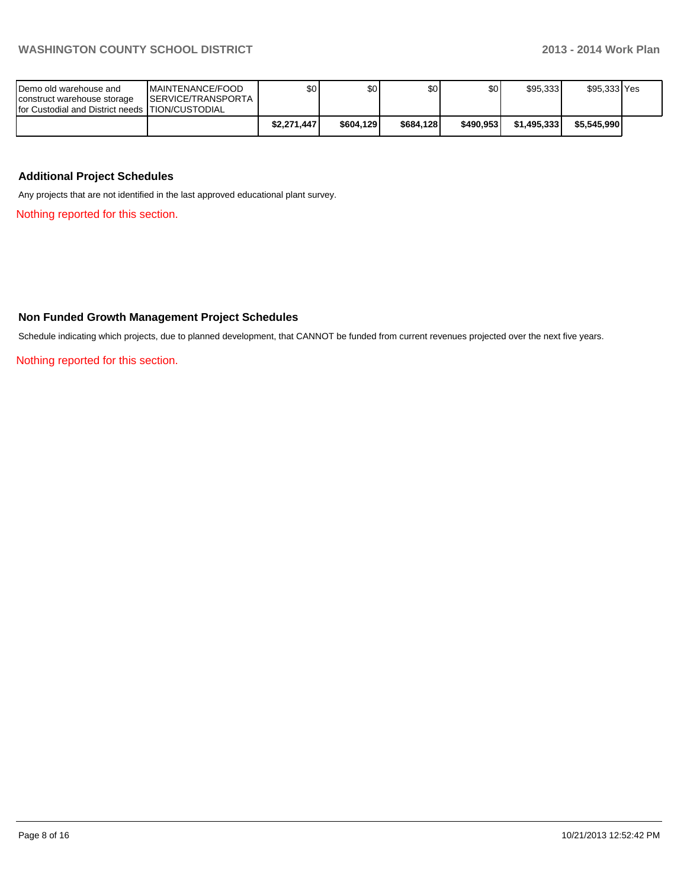| | | | | | | | | |
|---|---|---|---|---|---|---|---|---|
| Demo old warehouse and construct warehouse storage for Custodial and District needs | MAINTENANCE/FOOD SERVICE/TRANSPORTATION/CUSTODIAL | $0 | $0 | $0 | $0 | $95,333 | $95,333 | Yes |
| | | **$2,271,447** | **$604,129** | **$684,128** | **$490,953** | **$1,495,333** | **$5,545,990** | |

### Additional Project Schedules

Any projects that are not identified in the last approved educational plant survey.

Nothing reported for this section.

### Non Funded Growth Management Project Schedules

Schedule indicating which projects, due to planned development, that CANNOT be funded from current revenues projected over the next five years.

Nothing reported for this section.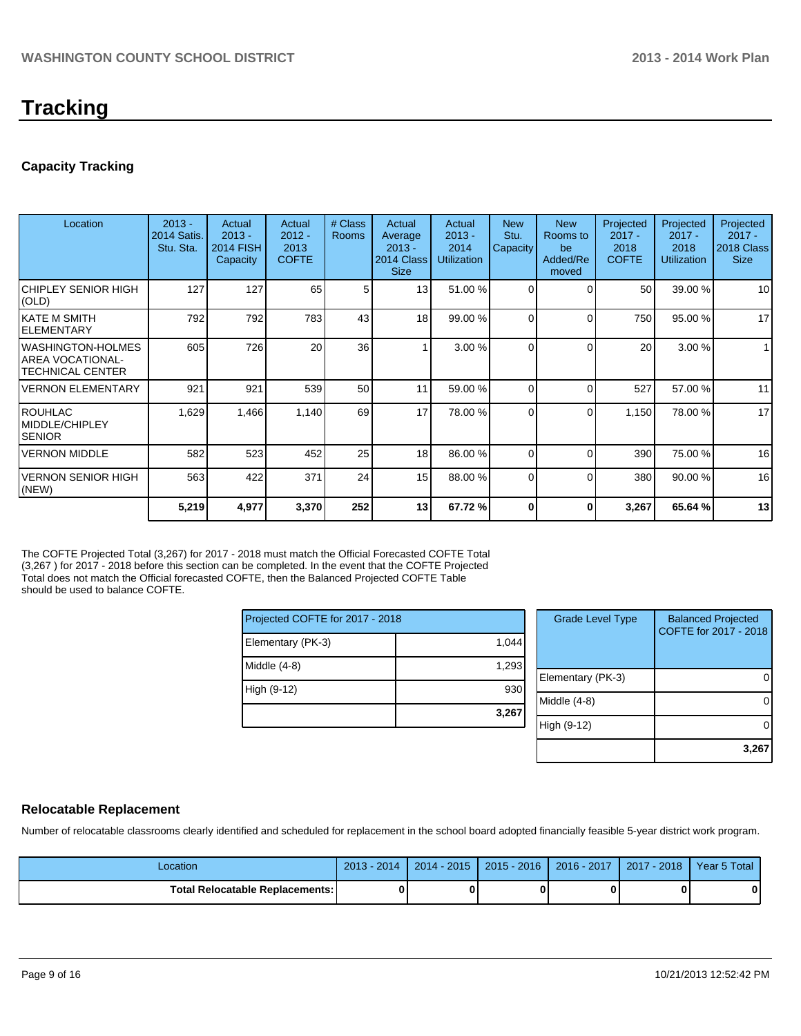# Tracking

## Capacity Tracking

| Location | 2013 - 2014 Satis. Stu. Sta. | Actual 2013 - 2014 FISH Capacity | Actual 2012 - 2013 COFTE | # Class Rooms | Actual Average 2013 - 2014 Class Size | Actual 2013 - 2014 Utilization | New Stu. Capacity | New Rooms to be Added/Removed | Projected 2017 - 2018 COFTE | Projected 2017 - 2018 Utilization | Projected 2017 - 2018 Class Size |
|---|---|---|---|---|---|---|---|---|---|---|---|
| CHIPLEY SENIOR HIGH (OLD) | 127 | 127 | 65 | 5 | 13 | 51.00 % | 0 | 0 | 50 | 39.00 % | 10 |
| KATE M SMITH ELEMENTARY | 792 | 792 | 783 | 43 | 18 | 99.00 % | 0 | 0 | 750 | 95.00 % | 17 |
| WASHINGTON-HOLMES AREA VOCATIONAL-TECHNICAL CENTER | 605 | 726 | 20 | 36 | 1 | 3.00 % | 0 | 0 | 20 | 3.00 % | 1 |
| VERNON ELEMENTARY | 921 | 921 | 539 | 50 | 11 | 59.00 % | 0 | 0 | 527 | 57.00 % | 11 |
| ROUHLAC MIDDLE/CHIPLEY SENIOR | 1,629 | 1,466 | 1,140 | 69 | 17 | 78.00 % | 0 | 0 | 1,150 | 78.00 % | 17 |
| VERNON MIDDLE | 582 | 523 | 452 | 25 | 18 | 86.00 % | 0 | 0 | 390 | 75.00 % | 16 |
| VERNON SENIOR HIGH (NEW) | 563 | 422 | 371 | 24 | 15 | 88.00 % | 0 | 0 | 380 | 90.00 % | 16 |
| | **5,219** | **4,977** | **3,370** | **252** | **13** | **67.72 %** | **0** | **0** | **3,267** | **65.64 %** | **13** |

The COFTE Projected Total (3,267) for 2017 - 2018 must match the Official Forecasted COFTE Total (3,267 ) for 2017 - 2018 before this section can be completed. In the event that the COFTE Projected Total does not match the Official forecasted COFTE, then the Balanced Projected COFTE Table should be used to balance COFTE.

| Projected COFTE for 2017 - 2018 | |
|---|---|
| Elementary (PK-3) | 1,044 |
| Middle (4-8) | 1,293 |
| High (9-12) | 930 |
| | **3,267** |

| Grade Level Type | Balanced Projected COFTE for 2017 - 2018 |
|---|---|
| Elementary (PK-3) | 0 |
| Middle (4-8) | 0 |
| High (9-12) | 0 |
| | **3,267** |

## Relocatable Replacement

Number of relocatable classrooms clearly identified and scheduled for replacement in the school board adopted financially feasible 5-year district work program.

| Location | 2013 - 2014 | 2014 - 2015 | 2015 - 2016 | 2016 - 2017 | 2017 - 2018 | Year 5 Total |
|---|---|---|---|---|---|---|
| **Total Relocatable Replacements:** | **0** | **0** | **0** | **0** | **0** | **0** |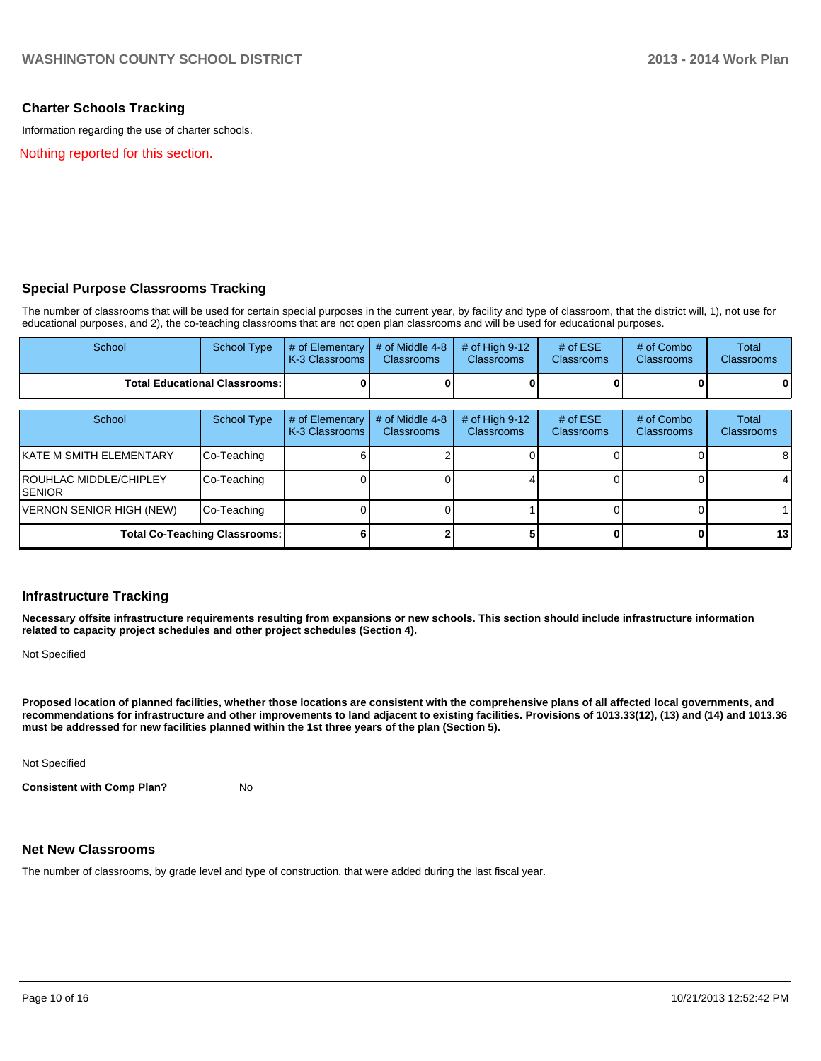## Charter Schools Tracking

Information regarding the use of charter schools.

Nothing reported for this section.

## Special Purpose Classrooms Tracking

The number of classrooms that will be used for certain special purposes in the current year, by facility and type of classroom, that the district will, 1), not use for educational purposes, and 2), the co-teaching classrooms that are not open plan classrooms and will be used for educational purposes.

| School | School Type | # of Elementary K-3 Classrooms | # of Middle 4-8 Classrooms | # of High 9-12 Classrooms | # of ESE Classrooms | # of Combo Classrooms | Total Classrooms |
|---|---|---|---|---|---|---|---|
| **Total Educational Classrooms:** | | **0** | **0** | **0** | **0** | **0** | **0** |

| School | School Type | # of Elementary K-3 Classrooms | # of Middle 4-8 Classrooms | # of High 9-12 Classrooms | # of ESE Classrooms | # of Combo Classrooms | Total Classrooms |
|---|---|---|---|---|---|---|---|
| KATE M SMITH ELEMENTARY | Co-Teaching | 6 | 2 | 0 | 0 | 0 | 8 |
| ROUHLAC MIDDLE/CHIPLEY SENIOR | Co-Teaching | 0 | 0 | 4 | 0 | 0 | 4 |
| VERNON SENIOR HIGH (NEW) | Co-Teaching | 0 | 0 | 1 | 0 | 0 | 1 |
| **Total Co-Teaching Classrooms:** | | **6** | **2** | **5** | **0** | **0** | **13** |

## Infrastructure Tracking

**Necessary offsite infrastructure requirements resulting from expansions or new schools. This section should include infrastructure information related to capacity project schedules and other project schedules (Section 4).**

Not Specified

**Proposed location of planned facilities, whether those locations are consistent with the comprehensive plans of all affected local governments, and recommendations for infrastructure and other improvements to land adjacent to existing facilities. Provisions of 1013.33(12), (13) and (14) and 1013.36 must be addressed for new facilities planned within the 1st three years of the plan (Section 5).**

Not Specified

**Consistent with Comp Plan?** No

## Net New Classrooms

The number of classrooms, by grade level and type of construction, that were added during the last fiscal year.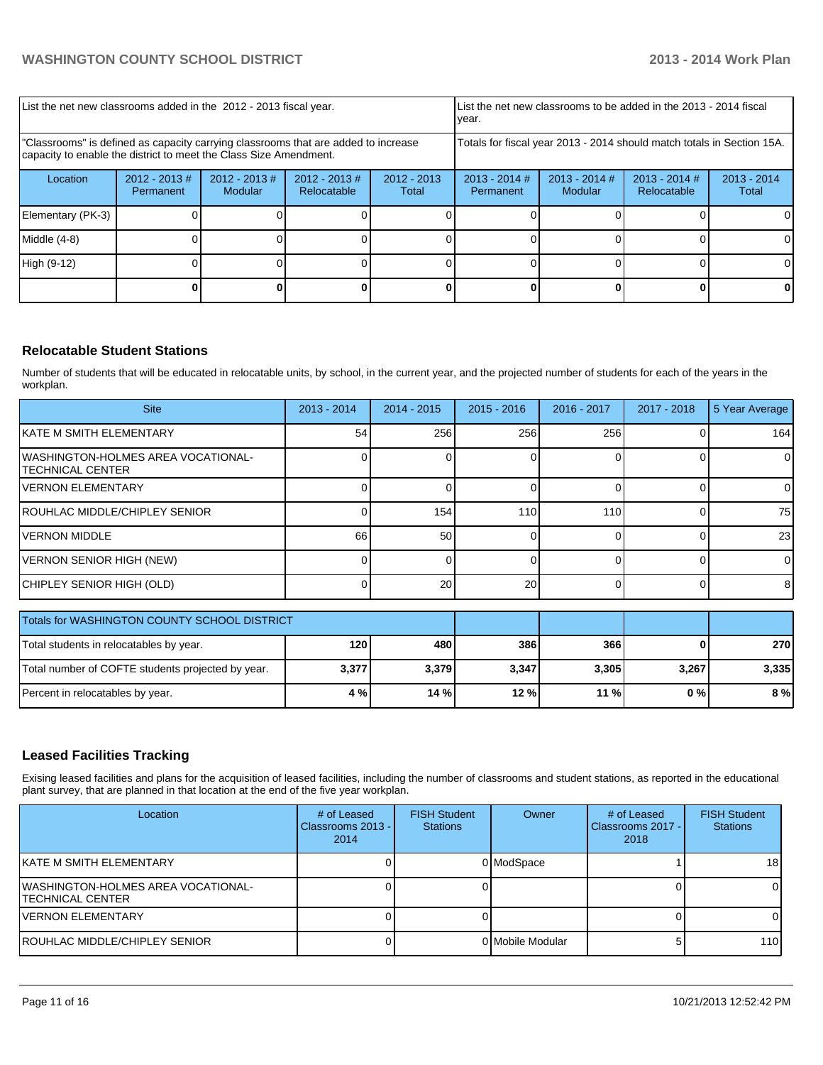| List the net new classrooms added in the 2012 - 2013 fiscal year. | | | | List the net new classrooms to be added in the 2013 - 2014 fiscal year. | | | |
|---|---|---|---|---|---|---|---|
| "Classrooms" is defined as capacity carrying classrooms that are added to increase capacity to enable the district to meet the Class Size Amendment. | | | | Totals for fiscal year 2013 - 2014 should match totals in Section 15A. | | | |
| Location | 2012 - 2013 # Permanent | 2012 - 2013 # Modular | 2012 - 2013 # Relocatable | 2012 - 2013 Total | 2013 - 2014 # Permanent | 2013 - 2014 # Modular | 2013 - 2014 # Relocatable | 2013 - 2014 Total |
| Elementary (PK-3) | 0 | 0 | 0 | 0 | 0 | 0 | 0 | 0 |
| Middle (4-8) | 0 | 0 | 0 | 0 | 0 | 0 | 0 | 0 |
| High (9-12) | 0 | 0 | 0 | 0 | 0 | 0 | 0 | 0 |
| | **0** | **0** | **0** | **0** | **0** | **0** | **0** | **0** |

## Relocatable Student Stations

Number of students that will be educated in relocatable units, by school, in the current year, and the projected number of students for each of the years in the workplan.

| Site | 2013 - 2014 | 2014 - 2015 | 2015 - 2016 | 2016 - 2017 | 2017 - 2018 | 5 Year Average |
|---|---|---|---|---|---|---|
| KATE M SMITH ELEMENTARY | 54 | 256 | 256 | 256 | 0 | 164 |
| WASHINGTON-HOLMES AREA VOCATIONAL-TECHNICAL CENTER | 0 | 0 | 0 | 0 | 0 | 0 |
| VERNON ELEMENTARY | 0 | 0 | 0 | 0 | 0 | 0 |
| ROUHLAC MIDDLE/CHIPLEY SENIOR | 0 | 154 | 110 | 110 | 0 | 75 |
| VERNON MIDDLE | 66 | 50 | 0 | 0 | 0 | 23 |
| VERNON SENIOR HIGH (NEW) | 0 | 0 | 0 | 0 | 0 | 0 |
| CHIPLEY SENIOR HIGH (OLD) | 0 | 20 | 20 | 0 | 0 | 8 |

| Totals for WASHINGTON COUNTY SCHOOL DISTRICT | | | | | | |
|---|---|---|---|---|---|---|
| Total students in relocatables by year. | **120** | **480** | **386** | **366** | **0** | **270** |
| Total number of COFTE students projected by year. | **3,377** | **3,379** | **3,347** | **3,305** | **3,267** | **3,335** |
| Percent in relocatables by year. | **4 %** | **14 %** | **12 %** | **11 %** | **0 %** | **8 %** |

## Leased Facilities Tracking

Exising leased facilities and plans for the acquisition of leased facilities, including the number of classrooms and student stations, as reported in the educational plant survey, that are planned in that location at the end of the five year workplan.

| Location | # of Leased Classrooms 2013 - 2014 | FISH Student Stations | Owner | # of Leased Classrooms 2017 - 2018 | FISH Student Stations |
|---|---|---|---|---|---|
| KATE M SMITH ELEMENTARY | 0 | 0 | ModSpace | 1 | 18 |
| WASHINGTON-HOLMES AREA VOCATIONAL-TECHNICAL CENTER | 0 | 0 | | 0 | 0 |
| VERNON ELEMENTARY | 0 | 0 | | 0 | 0 |
| ROUHLAC MIDDLE/CHIPLEY SENIOR | 0 | 0 | Mobile Modular | 5 | 110 |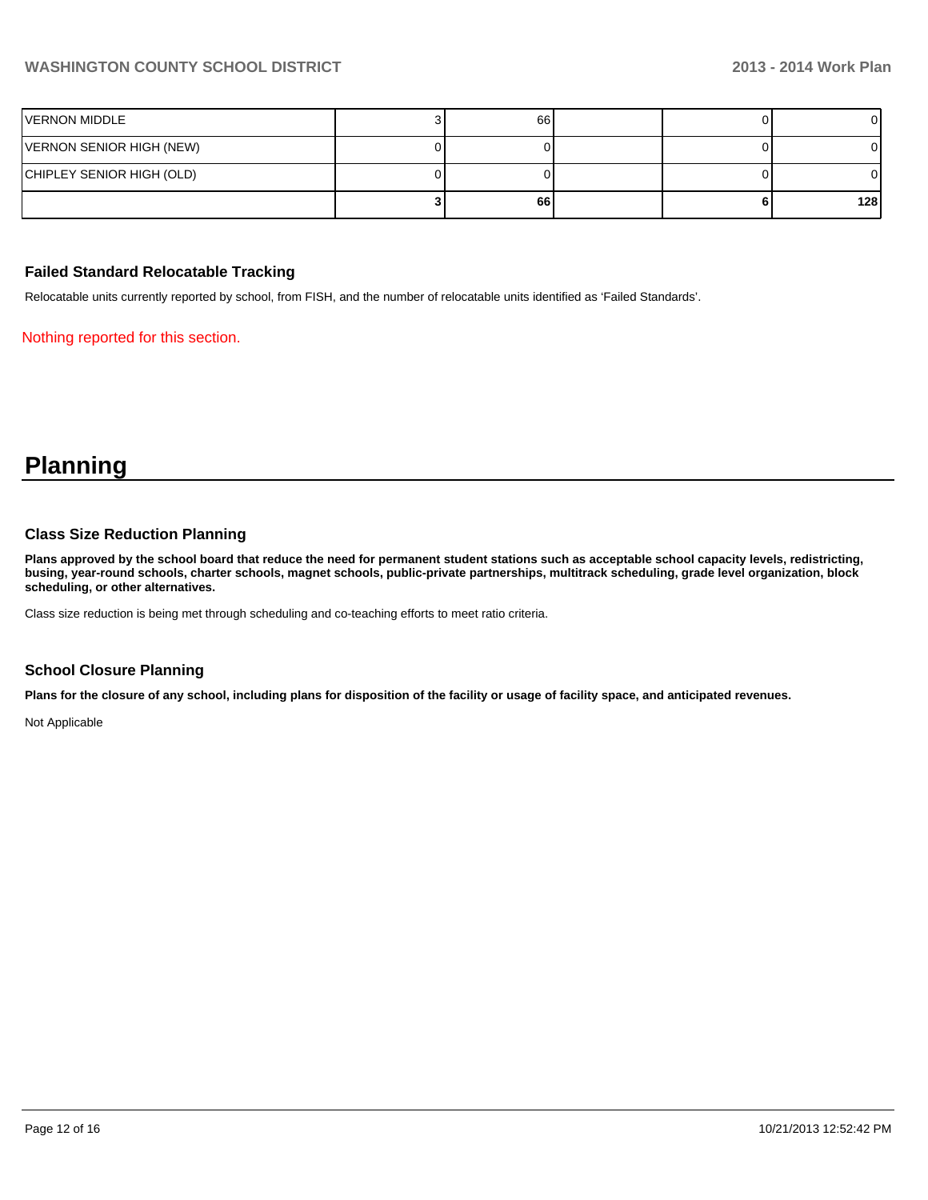| | | | | | |
|---|---|---|---|---|---|
| VERNON MIDDLE | 3 | 66 | | 0 | 0 |
| VERNON SENIOR HIGH (NEW) | 0 | 0 | | 0 | 0 |
| CHIPLEY SENIOR HIGH (OLD) | 0 | 0 | | 0 | 0 |
| | **3** | **66** | | **6** | **128** |

### Failed Standard Relocatable Tracking

Relocatable units currently reported by school, from FISH, and the number of relocatable units identified as 'Failed Standards'.

Nothing reported for this section.

# Planning

### Class Size Reduction Planning

**Plans approved by the school board that reduce the need for permanent student stations such as acceptable school capacity levels, redistricting, busing, year-round schools, charter schools, magnet schools, public-private partnerships, multitrack scheduling, grade level organization, block scheduling, or other alternatives.**

Class size reduction is being met through scheduling and co-teaching efforts to meet ratio criteria.

### School Closure Planning

**Plans for the closure of any school, including plans for disposition of the facility or usage of facility space, and anticipated revenues.**

Not Applicable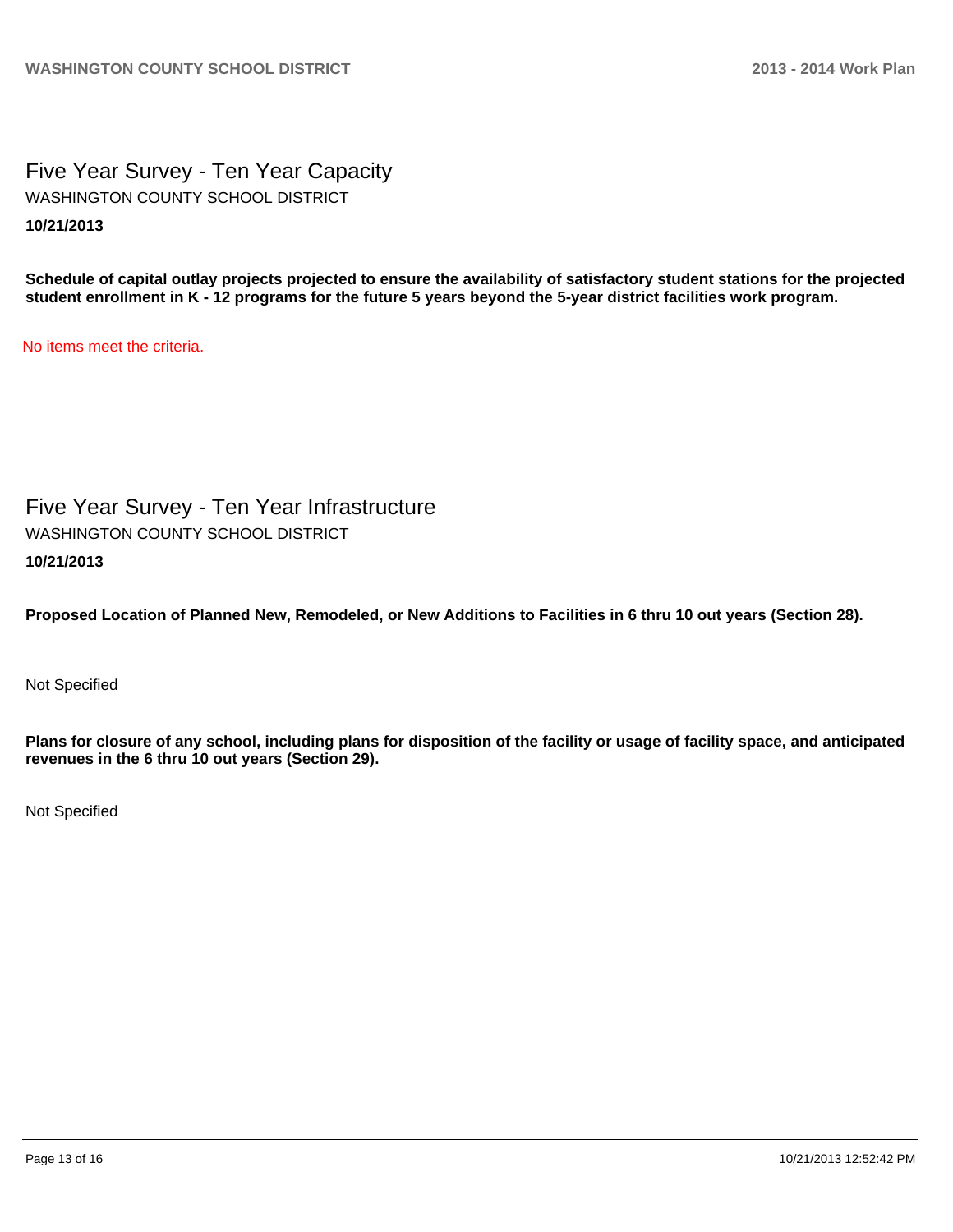# Five Year Survey - Ten Year Capacity

WASHINGTON COUNTY SCHOOL DISTRICT

**10/21/2013**

**Schedule of capital outlay projects projected to ensure the availability of satisfactory student stations for the projected student enrollment in K - 12 programs for the future 5 years beyond the 5-year district facilities work program.**

No items meet the criteria.

# Five Year Survey - Ten Year Infrastructure

WASHINGTON COUNTY SCHOOL DISTRICT

**10/21/2013**

**Proposed Location of Planned New, Remodeled, or New Additions to Facilities in 6 thru 10 out years (Section 28).**

Not Specified

**Plans for closure of any school, including plans for disposition of the facility or usage of facility space, and anticipated revenues in the 6 thru 10 out years (Section 29).**

Not Specified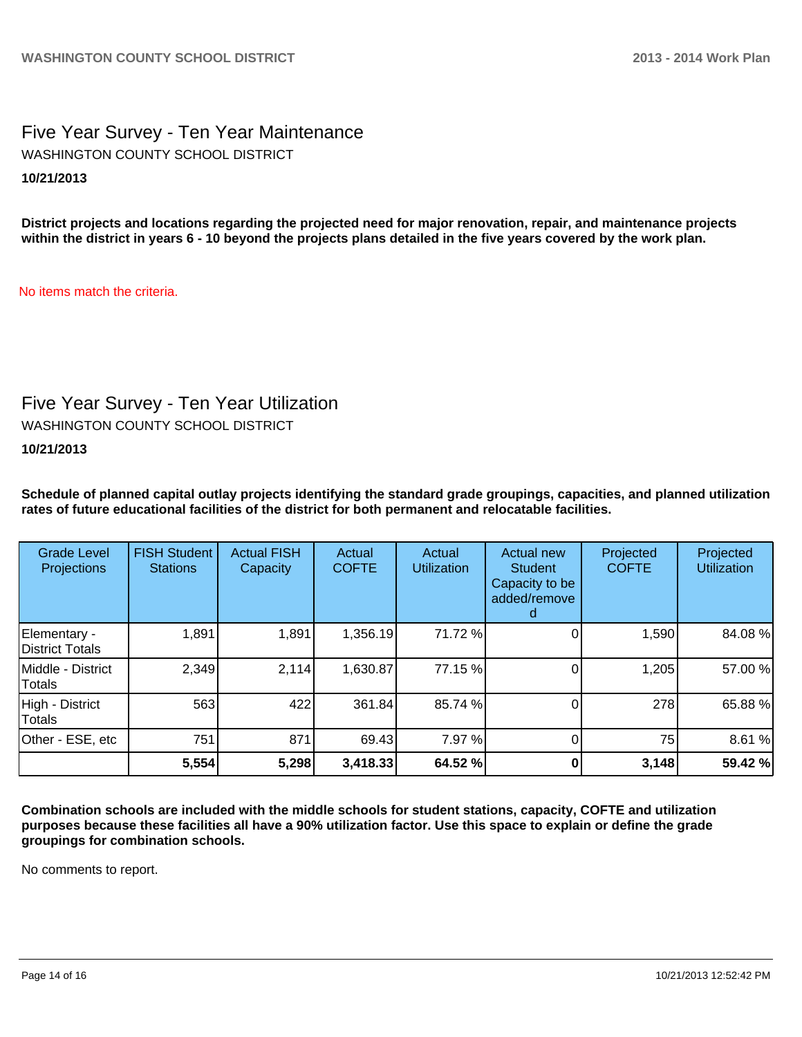## Five Year Survey - Ten Year Maintenance

WASHINGTON COUNTY SCHOOL DISTRICT

**10/21/2013**

**District projects and locations regarding the projected need for major renovation, repair, and maintenance projects within the district in years 6 - 10 beyond the projects plans detailed in the five years covered by the work plan.**

No items match the criteria.

## Five Year Survey - Ten Year Utilization

WASHINGTON COUNTY SCHOOL DISTRICT

**10/21/2013**

**Schedule of planned capital outlay projects identifying the standard grade groupings, capacities, and planned utilization rates of future educational facilities of the district for both permanent and relocatable facilities.**

| Grade Level Projections | FISH Student Stations | Actual FISH Capacity | Actual COFTE | Actual Utilization | Actual new Student Capacity to be added/removed | Projected COFTE | Projected Utilization |
|---|---|---|---|---|---|---|---|
| Elementary - District Totals | 1,891 | 1,891 | 1,356.19 | 71.72 % | 0 | 1,590 | 84.08 % |
| Middle - District Totals | 2,349 | 2,114 | 1,630.87 | 77.15 % | 0 | 1,205 | 57.00 % |
| High - District Totals | 563 | 422 | 361.84 | 85.74 % | 0 | 278 | 65.88 % |
| Other - ESE, etc | 751 | 871 | 69.43 | 7.97 % | 0 | 75 | 8.61 % |
| | **5,554** | **5,298** | **3,418.33** | **64.52 %** | **0** | **3,148** | **59.42 %** |

**Combination schools are included with the middle schools for student stations, capacity, COFTE and utilization purposes because these facilities all have a 90% utilization factor. Use this space to explain or define the grade groupings for combination schools.**

No comments to report.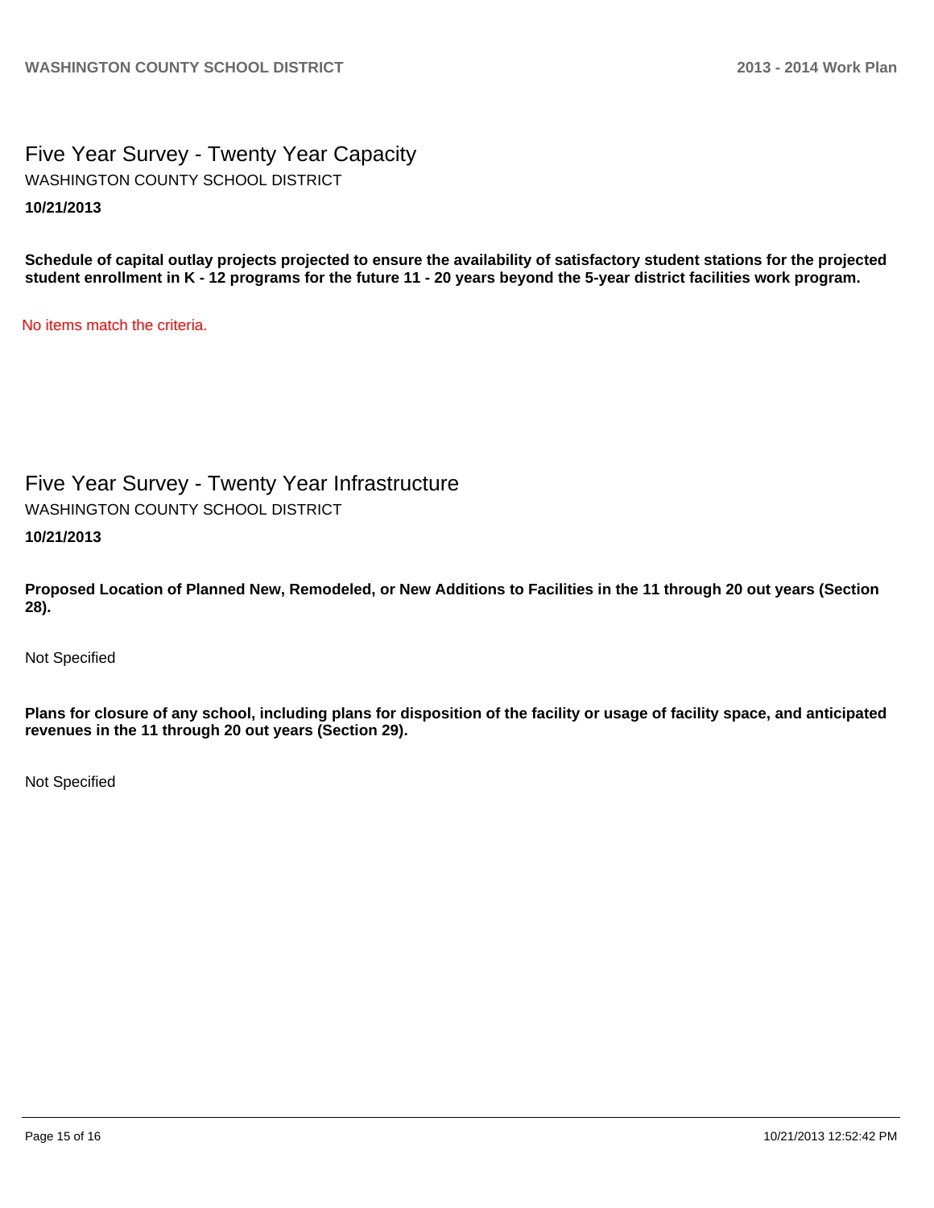## Five Year Survey - Twenty Year Capacity

WASHINGTON COUNTY SCHOOL DISTRICT

**10/21/2013**

**Schedule of capital outlay projects projected to ensure the availability of satisfactory student stations for the projected student enrollment in K - 12 programs for the future 11 - 20 years beyond the 5-year district facilities work program.**

No items match the criteria.

## Five Year Survey - Twenty Year Infrastructure

WASHINGTON COUNTY SCHOOL DISTRICT

**10/21/2013**

**Proposed Location of Planned New, Remodeled, or New Additions to Facilities in the 11 through 20 out years (Section 28).**

Not Specified

**Plans for closure of any school, including plans for disposition of the facility or usage of facility space, and anticipated revenues in the 11 through 20 out years (Section 29).**

Not Specified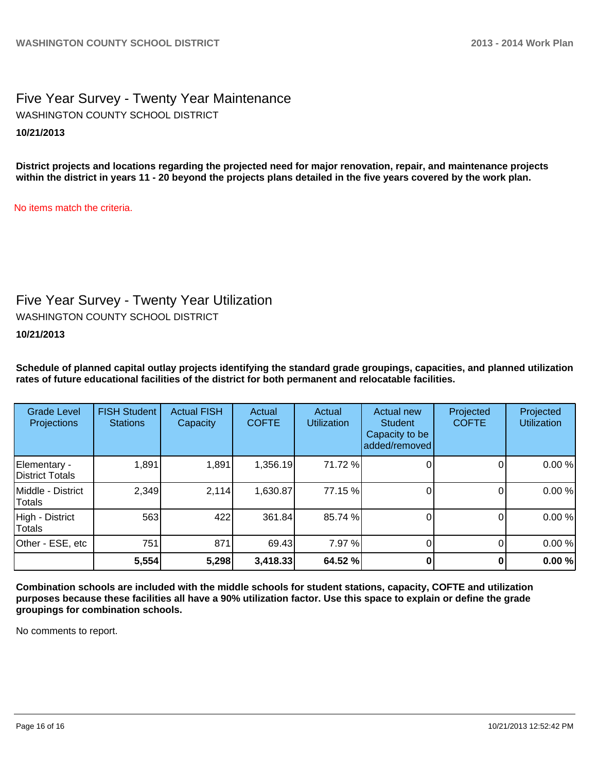# Five Year Survey - Twenty Year Maintenance

WASHINGTON COUNTY SCHOOL DISTRICT

**10/21/2013**

**District projects and locations regarding the projected need for major renovation, repair, and maintenance projects within the district in years 11 - 20 beyond the projects plans detailed in the five years covered by the work plan.**

No items match the criteria.

# Five Year Survey - Twenty Year Utilization

WASHINGTON COUNTY SCHOOL DISTRICT

**10/21/2013**

**Schedule of planned capital outlay projects identifying the standard grade groupings, capacities, and planned utilization rates of future educational facilities of the district for both permanent and relocatable facilities.**

| Grade Level Projections | FISH Student Stations | Actual FISH Capacity | Actual COFTE | Actual Utilization | Actual new Student Capacity to be added/removed | Projected COFTE | Projected Utilization |
|---|---|---|---|---|---|---|---|
| Elementary - District Totals | 1,891 | 1,891 | 1,356.19 | 71.72 % | 0 | 0 | 0.00 % |
| Middle - District Totals | 2,349 | 2,114 | 1,630.87 | 77.15 % | 0 | 0 | 0.00 % |
| High - District Totals | 563 | 422 | 361.84 | 85.74 % | 0 | 0 | 0.00 % |
| Other - ESE, etc | 751 | 871 | 69.43 | 7.97 % | 0 | 0 | 0.00 % |
| | **5,554** | **5,298** | **3,418.33** | **64.52 %** | **0** | **0** | **0.00 %** |

**Combination schools are included with the middle schools for student stations, capacity, COFTE and utilization purposes because these facilities all have a 90% utilization factor. Use this space to explain or define the grade groupings for combination schools.**

No comments to report.